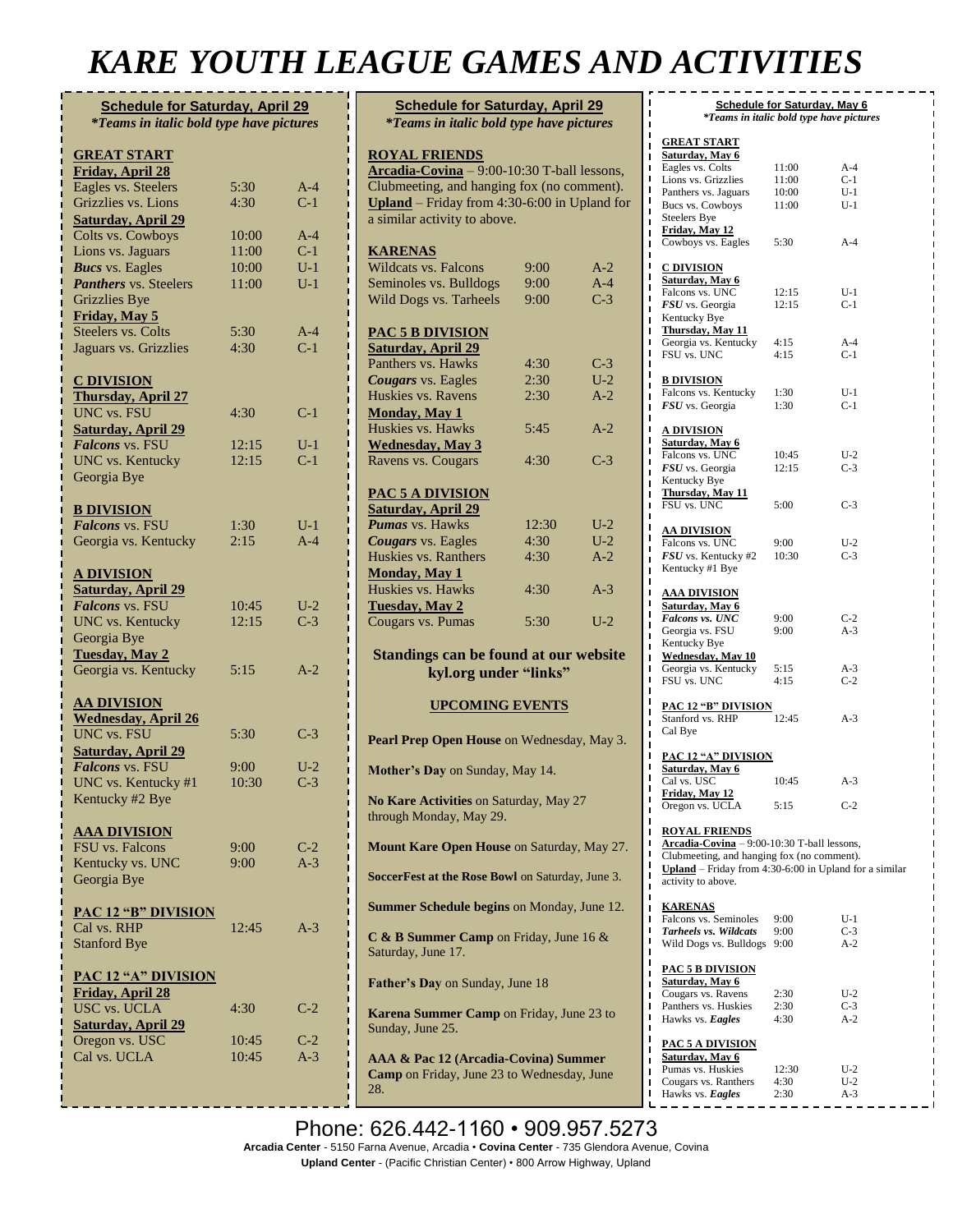# KARE YOUTH LEAGUE GAMES AND ACTIVITIES

## Schedule for Saturday, April 29

*\*Teams in italic bold type have pictures*

**GREAT START**

| | | |
|---|---|---|
| **Friday, April 28** | | |
| Eagles vs. Steelers | 5:30 | A-4 |
| Grizzlies vs. Lions | 4:30 | C-1 |
| **Saturday, April 29** | | |
| Colts vs. Cowboys | 10:00 | A-4 |
| Lions vs. Jaguars | 11:00 | C-1 |
| ***Bucs*** vs. Eagles | 10:00 | U-1 |
| ***Panthers*** vs. Steelers | 11:00 | U-1 |
| Grizzlies Bye | | |
| **Friday, May 5** | | |
| Steelers vs. Colts | 5:30 | A-4 |
| Jaguars vs. Grizzlies | 4:30 | C-1 |

**C DIVISION**

| | | |
|---|---|---|
| **Thursday, April 27** | | |
| UNC vs. FSU | 4:30 | C-1 |
| **Saturday, April 29** | | |
| ***Falcons*** vs. FSU | 12:15 | U-1 |
| UNC vs. Kentucky | 12:15 | C-1 |
| Georgia Bye | | |

**B DIVISION**

| | | |
|---|---|---|
| ***Falcons*** vs. FSU | 1:30 | U-1 |
| Georgia vs. Kentucky | 2:15 | A-4 |

**A DIVISION**

| | | |
|---|---|---|
| **Saturday, April 29** | | |
| ***Falcons*** vs. FSU | 10:45 | U-2 |
| UNC vs. Kentucky | 12:15 | C-3 |
| Georgia Bye | | |
| **Tuesday, May 2** | | |
| Georgia vs. Kentucky | 5:15 | A-2 |

**AA DIVISION**

| | | |
|---|---|---|
| **Wednesday, April 26** | | |
| UNC vs. FSU | 5:30 | C-3 |
| **Saturday, April 29** | | |
| ***Falcons*** vs. FSU | 9:00 | U-2 |
| UNC vs. Kentucky #1 | 10:30 | C-3 |
| Kentucky #2 Bye | | |

**AAA DIVISION**

| | | |
|---|---|---|
| FSU vs. Falcons | 9:00 | C-2 |
| Kentucky vs. UNC | 9:00 | A-3 |
| Georgia Bye | | |

**PAC 12 "B" DIVISION**

| | | |
|---|---|---|
| Cal vs. RHP | 12:45 | A-3 |
| Stanford Bye | | |

**PAC 12 "A" DIVISION**

| | | |
|---|---|---|
| **Friday, April 28** | | |
| USC vs. UCLA | 4:30 | C-2 |
| **Saturday, April 29** | | |
| Oregon vs. USC | 10:45 | C-2 |
| Cal vs. UCLA | 10:45 | A-3 |

## Schedule for Saturday, April 29

*\*Teams in italic bold type have pictures*

**ROYAL FRIENDS**

**Arcadia-Covina** – 9:00-10:30 T-ball lessons, Clubmeeting, and hanging fox (no comment).
**Upland** – Friday from 4:30-6:00 in Upland for a similar activity to above.

**KARENAS**

| | | |
|---|---|---|
| Wildcats vs. Falcons | 9:00 | A-2 |
| Seminoles vs. Bulldogs | 9:00 | A-4 |
| Wild Dogs vs. Tarheels | 9:00 | C-3 |

**PAC 5 B DIVISION**

| | | |
|---|---|---|
| **Saturday, April 29** | | |
| Panthers vs. Hawks | 4:30 | C-3 |
| ***Cougars*** vs. Eagles | 2:30 | U-2 |
| Huskies vs. Ravens | 2:30 | A-2 |
| **Monday, May 1** | | |
| Huskies vs. Hawks | 5:45 | A-2 |
| **Wednesday, May 3** | | |
| Ravens vs. Cougars | 4:30 | C-3 |

**PAC 5 A DIVISION**

| | | |
|---|---|---|
| **Saturday, April 29** | | |
| ***Pumas*** vs. Hawks | 12:30 | U-2 |
| ***Cougars*** vs. Eagles | 4:30 | U-2 |
| Huskies vs. Ranthers | 4:30 | A-2 |
| **Monday, May 1** | | |
| Huskies vs. Hawks | 4:30 | A-3 |
| **Tuesday, May 2** | | |
| Cougars vs. Pumas | 5:30 | U-2 |

**Standings can be found at our website kyl.org under "links"**

**UPCOMING EVENTS**

**Pearl Prep Open House** on Wednesday, May 3.

**Mother's Day** on Sunday, May 14.

**No Kare Activities** on Saturday, May 27 through Monday, May 29.

**Mount Kare Open House** on Saturday, May 27.

**SoccerFest at the Rose Bowl** on Saturday, June 3.

**Summer Schedule begins** on Monday, June 12.

**C & B Summer Camp** on Friday, June 16 & Saturday, June 17.

**Father's Day** on Sunday, June 18

**Karena Summer Camp** on Friday, June 23 to Sunday, June 25.

**AAA & Pac 12 (Arcadia-Covina) Summer Camp** on Friday, June 23 to Wednesday, June 28.

## Schedule for Saturday, May 6

*\*Teams in italic bold type have pictures*

**GREAT START**

| | | |
|---|---|---|
| **Saturday, May 6** | | |
| Eagles vs. Colts | 11:00 | A-4 |
| Lions vs. Grizzlies | 11:00 | C-1 |
| Panthers vs. Jaguars | 10:00 | U-1 |
| Bucs vs. Cowboys | 11:00 | U-1 |
| Steelers Bye | | |
| **Friday, May 12** | | |
| Cowboys vs. Eagles | 5:30 | A-4 |

**C DIVISION**

| | | |
|---|---|---|
| **Saturday, May 6** | | |
| Falcons vs. UNC | 12:15 | U-1 |
| ***FSU*** vs. Georgia | 12:15 | C-1 |
| Kentucky Bye | | |
| **Thursday, May 11** | | |
| Georgia vs. Kentucky | 4:15 | A-4 |
| FSU vs. UNC | 4:15 | C-1 |

**B DIVISION**

| | | |
|---|---|---|
| Falcons vs. Kentucky | 1:30 | U-1 |
| ***FSU*** vs. Georgia | 1:30 | C-1 |

**A DIVISION**

| | | |
|---|---|---|
| **Saturday, May 6** | | |
| Falcons vs. UNC | 10:45 | U-2 |
| ***FSU*** vs. Georgia | 12:15 | C-3 |
| Kentucky Bye | | |
| **Thursday, May 11** | | |
| FSU vs. UNC | 5:00 | C-3 |

**AA DIVISION**

| | | |
|---|---|---|
| Falcons vs. UNC | 9:00 | U-2 |
| ***FSU*** vs. Kentucky #2 | 10:30 | C-3 |
| Kentucky #1 Bye | | |

**AAA DIVISION**

| | | |
|---|---|---|
| **Saturday, May 6** | | |
| ***Falcons vs. UNC*** | 9:00 | C-2 |
| Georgia vs. FSU | 9:00 | A-3 |
| Kentucky Bye | | |
| **Wednesday, May 10** | | |
| Georgia vs. Kentucky | 5:15 | A-3 |
| FSU vs. UNC | 4:15 | C-2 |

**PAC 12 "B" DIVISION**

| | | |
|---|---|---|
| Stanford vs. RHP | 12:45 | A-3 |
| Cal Bye | | |

**PAC 12 "A" DIVISION**

| | | |
|---|---|---|
| **Saturday, May 6** | | |
| Cal vs. USC | 10:45 | A-3 |
| **Friday, May 12** | | |
| Oregon vs. UCLA | 5:15 | C-2 |

**ROYAL FRIENDS**

**Arcadia-Covina** – 9:00-10:30 T-ball lessons, Clubmeeting, and hanging fox (no comment).
**Upland** – Friday from 4:30-6:00 in Upland for a similar activity to above.

**KARENAS**

| | | |
|---|---|---|
| Falcons vs. Seminoles | 9:00 | U-1 |
| ***Tarheels vs. Wildcats*** | 9:00 | C-3 |
| Wild Dogs vs. Bulldogs | 9:00 | A-2 |

**PAC 5 B DIVISION**

| | | |
|---|---|---|
| **Saturday, May 6** | | |
| Cougars vs. Ravens | 2:30 | U-2 |
| Panthers vs. Huskies | 2:30 | C-3 |
| Hawks vs. ***Eagles*** | 4:30 | A-2 |

**PAC 5 A DIVISION**

| | | |
|---|---|---|
| **Saturday, May 6** | | |
| Pumas vs. Huskies | 12:30 | U-2 |
| Cougars vs. Ranthers | 4:30 | U-2 |
| Hawks vs. ***Eagles*** | 2:30 | A-3 |

Phone: 626.442-1160 • 909.957.5273

**Arcadia Center** - 5150 Farna Avenue, Arcadia • **Covina Center** - 735 Glendora Avenue, Covina

**Upland Center** - (Pacific Christian Center) • 800 Arrow Highway, Upland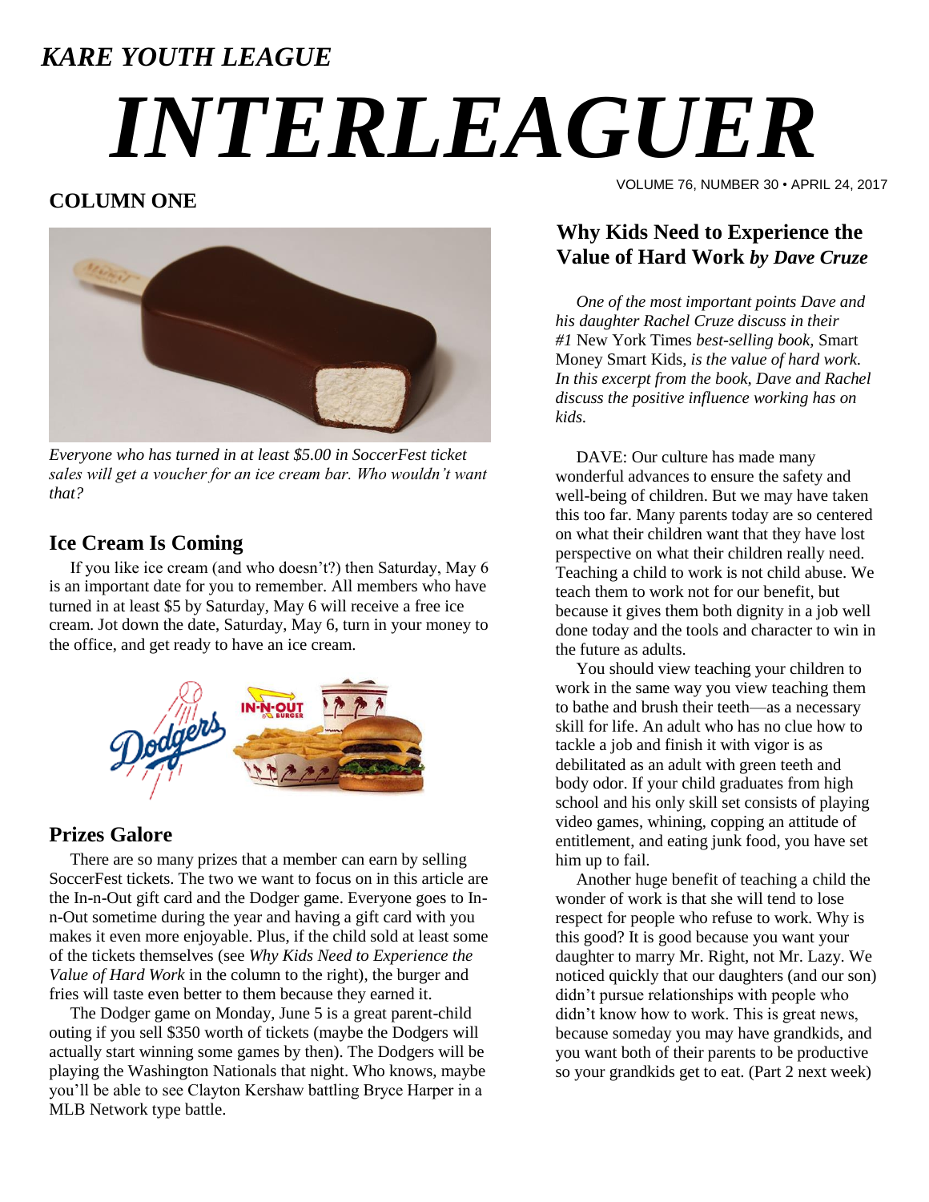*KARE YOUTH LEAGUE*

# *INTERLEAGUER*

VOLUME 76, NUMBER 30 • APRIL 24, 2017

## COLUMN ONE

*Everyone who has turned in at least $5.00 in SoccerFest ticket sales will get a voucher for an ice cream bar. Who wouldn't want that?*

### Ice Cream Is Coming

If you like ice cream (and who doesn't?) then Saturday, May 6 is an important date for you to remember. All members who have turned in at least $5 by Saturday, May 6 will receive a free ice cream. Jot down the date, Saturday, May 6, turn in your money to the office, and get ready to have an ice cream.

### Prizes Galore

There are so many prizes that a member can earn by selling SoccerFest tickets. The two we want to focus on in this article are the In-n-Out gift card and the Dodger game. Everyone goes to In-n-Out sometime during the year and having a gift card with you makes it even more enjoyable. Plus, if the child sold at least some of the tickets themselves (see *Why Kids Need to Experience the Value of Hard Work* in the column to the right), the burger and fries will taste even better to them because they earned it.

The Dodger game on Monday, June 5 is a great parent-child outing if you sell $350 worth of tickets (maybe the Dodgers will actually start winning some games by then). The Dodgers will be playing the Washington Nationals that night. Who knows, maybe you'll be able to see Clayton Kershaw battling Bryce Harper in a MLB Network type battle.

### Why Kids Need to Experience the Value of Hard Work *by Dave Cruze*

*One of the most important points Dave and his daughter Rachel Cruze discuss in their #1* New York Times *best-selling book,* Smart Money Smart Kids*, is the value of hard work. In this excerpt from the book, Dave and Rachel discuss the positive influence working has on kids.*

DAVE: Our culture has made many wonderful advances to ensure the safety and well-being of children. But we may have taken this too far. Many parents today are so centered on what their children want that they have lost perspective on what their children really need. Teaching a child to work is not child abuse. We teach them to work not for our benefit, but because it gives them both dignity in a job well done today and the tools and character to win in the future as adults.

You should view teaching your children to work in the same way you view teaching them to bathe and brush their teeth—as a necessary skill for life. An adult who has no clue how to tackle a job and finish it with vigor is as debilitated as an adult with green teeth and body odor. If your child graduates from high school and his only skill set consists of playing video games, whining, copping an attitude of entitlement, and eating junk food, you have set him up to fail.

Another huge benefit of teaching a child the wonder of work is that she will tend to lose respect for people who refuse to work. Why is this good? It is good because you want your daughter to marry Mr. Right, not Mr. Lazy. We noticed quickly that our daughters (and our son) didn't pursue relationships with people who didn't know how to work. This is great news, because someday you may have grandkids, and you want both of their parents to be productive so your grandkids get to eat. (Part 2 next week)